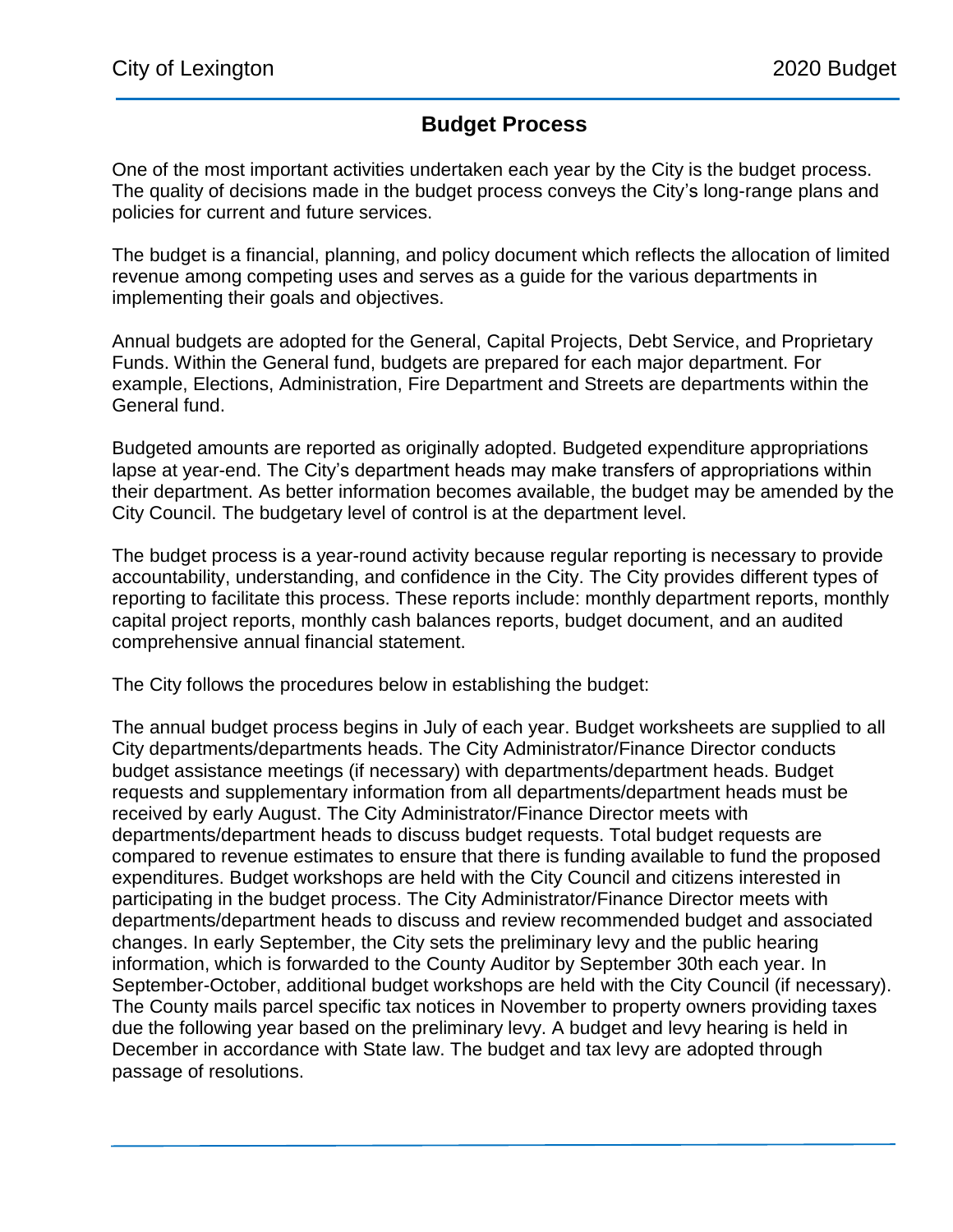# Budget Process

One of the most important activities undertaken each year by the City is the budget process. The quality of decisions made in the budget process conveys the City's long-range plans and policies for current and future services.

The budget is a financial, planning, and policy document which reflects the allocation of limited revenue among competing uses and serves as a guide for the various departments in implementing their goals and objectives.

Annual budgets are adopted for the General, Capital Projects, Debt Service, and Proprietary Funds. Within the General fund, budgets are prepared for each major department. For example, Elections, Administration, Fire Department and Streets are departments within the General fund.

Budgeted amounts are reported as originally adopted. Budgeted expenditure appropriations lapse at year-end. The City's department heads may make transfers of appropriations within their department. As better information becomes available, the budget may be amended by the City Council. The budgetary level of control is at the department level.

The budget process is a year-round activity because regular reporting is necessary to provide accountability, understanding, and confidence in the City. The City provides different types of reporting to facilitate this process. These reports include: monthly department reports, monthly capital project reports, monthly cash balances reports, budget document, and an audited comprehensive annual financial statement.

The City follows the procedures below in establishing the budget:

The annual budget process begins in July of each year. Budget worksheets are supplied to all City departments/departments heads. The City Administrator/Finance Director conducts budget assistance meetings (if necessary) with departments/department heads. Budget requests and supplementary information from all departments/department heads must be received by early August. The City Administrator/Finance Director meets with departments/department heads to discuss budget requests. Total budget requests are compared to revenue estimates to ensure that there is funding available to fund the proposed expenditures. Budget workshops are held with the City Council and citizens interested in participating in the budget process. The City Administrator/Finance Director meets with departments/department heads to discuss and review recommended budget and associated changes. In early September, the City sets the preliminary levy and the public hearing information, which is forwarded to the County Auditor by September 30th each year. In September-October, additional budget workshops are held with the City Council (if necessary). The County mails parcel specific tax notices in November to property owners providing taxes due the following year based on the preliminary levy. A budget and levy hearing is held in December in accordance with State law. The budget and tax levy are adopted through passage of resolutions.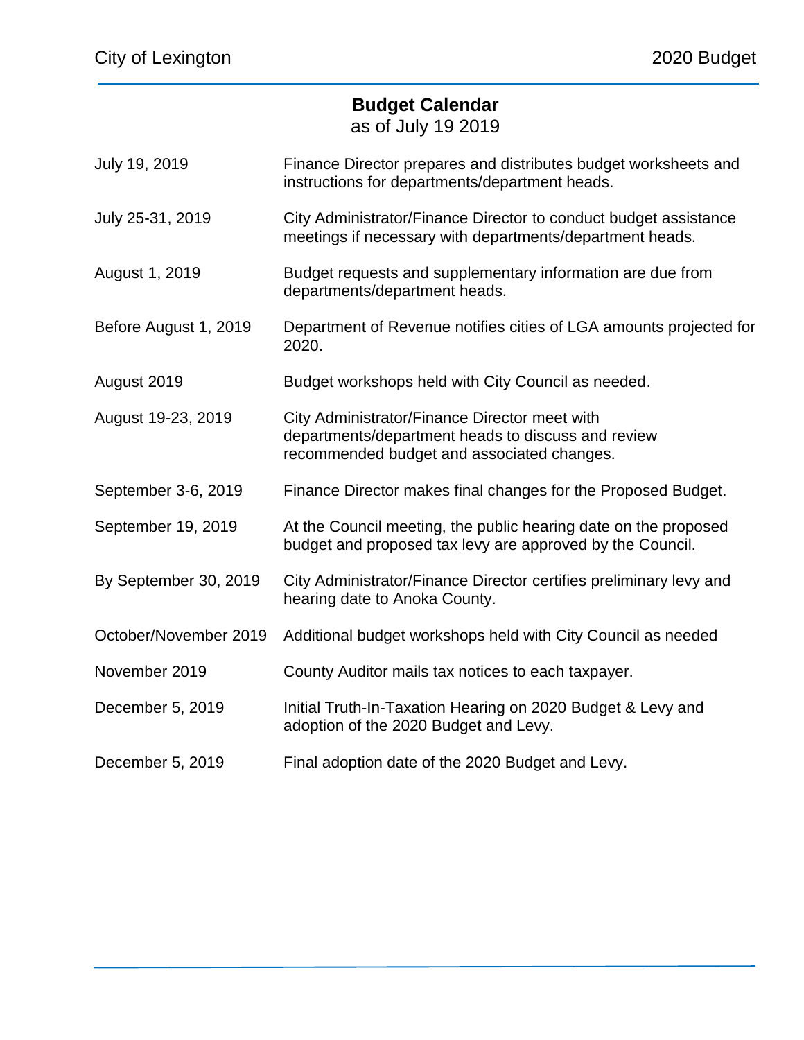## Budget Calendar

as of July 19 2019

| | |
|---|---|
| July 19, 2019 | Finance Director prepares and distributes budget worksheets and instructions for departments/department heads. |
| July 25-31, 2019 | City Administrator/Finance Director to conduct budget assistance meetings if necessary with departments/department heads. |
| August 1, 2019 | Budget requests and supplementary information are due from departments/department heads. |
| Before August 1, 2019 | Department of Revenue notifies cities of LGA amounts projected for 2020. |
| August 2019 | Budget workshops held with City Council as needed. |
| August 19-23, 2019 | City Administrator/Finance Director meet with departments/department heads to discuss and review recommended budget and associated changes. |
| September 3-6, 2019 | Finance Director makes final changes for the Proposed Budget. |
| September 19, 2019 | At the Council meeting, the public hearing date on the proposed budget and proposed tax levy are approved by the Council. |
| By September 30, 2019 | City Administrator/Finance Director certifies preliminary levy and hearing date to Anoka County. |
| October/November 2019 | Additional budget workshops held with City Council as needed |
| November 2019 | County Auditor mails tax notices to each taxpayer. |
| December 5, 2019 | Initial Truth-In-Taxation Hearing on 2020 Budget & Levy and adoption of the 2020 Budget and Levy. |
| December 5, 2019 | Final adoption date of the 2020 Budget and Levy. |